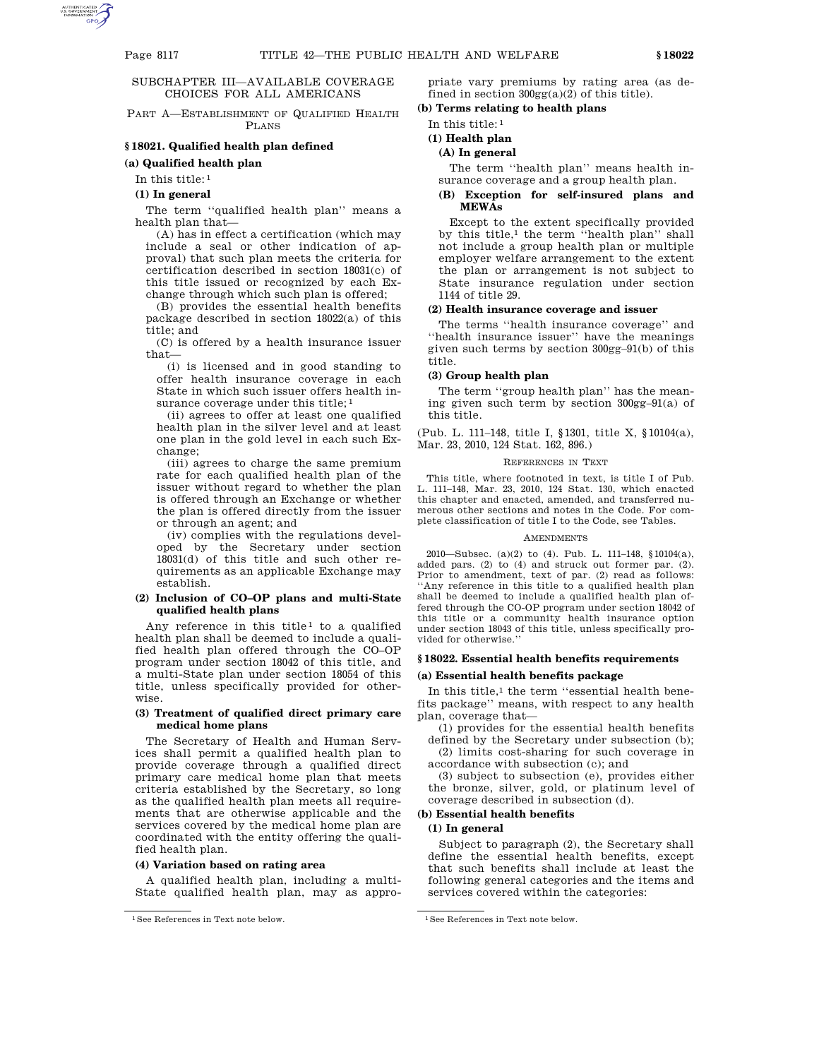## SUBCHAPTER III—AVAILABLE COVERAGE CHOICES FOR ALL AMERICANS

### PART A—ESTABLISHMENT OF QUALIFIED HEALTH PLANS

### § 18021. Qualified health plan defined

**(a) Qualified health plan**

In this title:[1]

**(1) In general**

The term ''qualified health plan'' means a health plan that—

(A) has in effect a certification (which may include a seal or other indication of approval) that such plan meets the criteria for certification described in section 18031(c) of this title issued or recognized by each Exchange through which such plan is offered;

(B) provides the essential health benefits package described in section 18022(a) of this title; and

(C) is offered by a health insurance issuer that—

(i) is licensed and in good standing to offer health insurance coverage in each State in which such issuer offers health insurance coverage under this title;[1]

(ii) agrees to offer at least one qualified health plan in the silver level and at least one plan in the gold level in each such Exchange;

(iii) agrees to charge the same premium rate for each qualified health plan of the issuer without regard to whether the plan is offered through an Exchange or whether the plan is offered directly from the issuer or through an agent; and

(iv) complies with the regulations developed by the Secretary under section 18031(d) of this title and such other requirements as an applicable Exchange may establish.

**(2) Inclusion of CO–OP plans and multi-State qualified health plans**

Any reference in this title[1] to a qualified health plan shall be deemed to include a qualified health plan offered through the CO–OP program under section 18042 of this title, and a multi-State plan under section 18054 of this title, unless specifically provided for otherwise.

**(3) Treatment of qualified direct primary care medical home plans**

The Secretary of Health and Human Services shall permit a qualified health plan to provide coverage through a qualified direct primary care medical home plan that meets criteria established by the Secretary, so long as the qualified health plan meets all requirements that are otherwise applicable and the services covered by the medical home plan are coordinated with the entity offering the qualified health plan.

**(4) Variation based on rating area**

A qualified health plan, including a multi-State qualified health plan, may as appropriate vary premiums by rating area (as defined in section 300gg(a)(2) of this title).

**(b) Terms relating to health plans**

In this title:[1]

**(1) Health plan**

**(A) In general**

The term ''health plan'' means health insurance coverage and a group health plan.

**(B) Exception for self-insured plans and MEWAs**

Except to the extent specifically provided by this title,[1] the term ''health plan'' shall not include a group health plan or multiple employer welfare arrangement to the extent the plan or arrangement is not subject to State insurance regulation under section 1144 of title 29.

**(2) Health insurance coverage and issuer**

The terms ''health insurance coverage'' and ''health insurance issuer'' have the meanings given such terms by section 300gg–91(b) of this title.

**(3) Group health plan**

The term ''group health plan'' has the meaning given such term by section 300gg–91(a) of this title.

(Pub. L. 111–148, title I, § 1301, title X, § 10104(a), Mar. 23, 2010, 124 Stat. 162, 896.)

REFERENCES IN TEXT

This title, where footnoted in text, is title I of Pub. L. 111–148, Mar. 23, 2010, 124 Stat. 130, which enacted this chapter and enacted, amended, and transferred numerous other sections and notes in the Code. For complete classification of title I to the Code, see Tables.

AMENDMENTS

2010—Subsec. (a)(2) to (4). Pub. L. 111–148, § 10104(a), added pars. (2) to (4) and struck out former par. (2). Prior to amendment, text of par. (2) read as follows: ''Any reference in this title to a qualified health plan shall be deemed to include a qualified health plan offered through the CO-OP program under section 18042 of this title or a community health insurance option under section 18043 of this title, unless specifically provided for otherwise.''

### § 18022. Essential health benefits requirements

**(a) Essential health benefits package**

In this title,[1] the term ''essential health benefits package'' means, with respect to any health plan, coverage that—

(1) provides for the essential health benefits defined by the Secretary under subsection (b);

(2) limits cost-sharing for such coverage in accordance with subsection (c); and

(3) subject to subsection (e), provides either the bronze, silver, gold, or platinum level of coverage described in subsection (d).

**(b) Essential health benefits**

**(1) In general**

Subject to paragraph (2), the Secretary shall define the essential health benefits, except that such benefits shall include at least the following general categories and the items and services covered within the categories:

[1] See References in Text note below.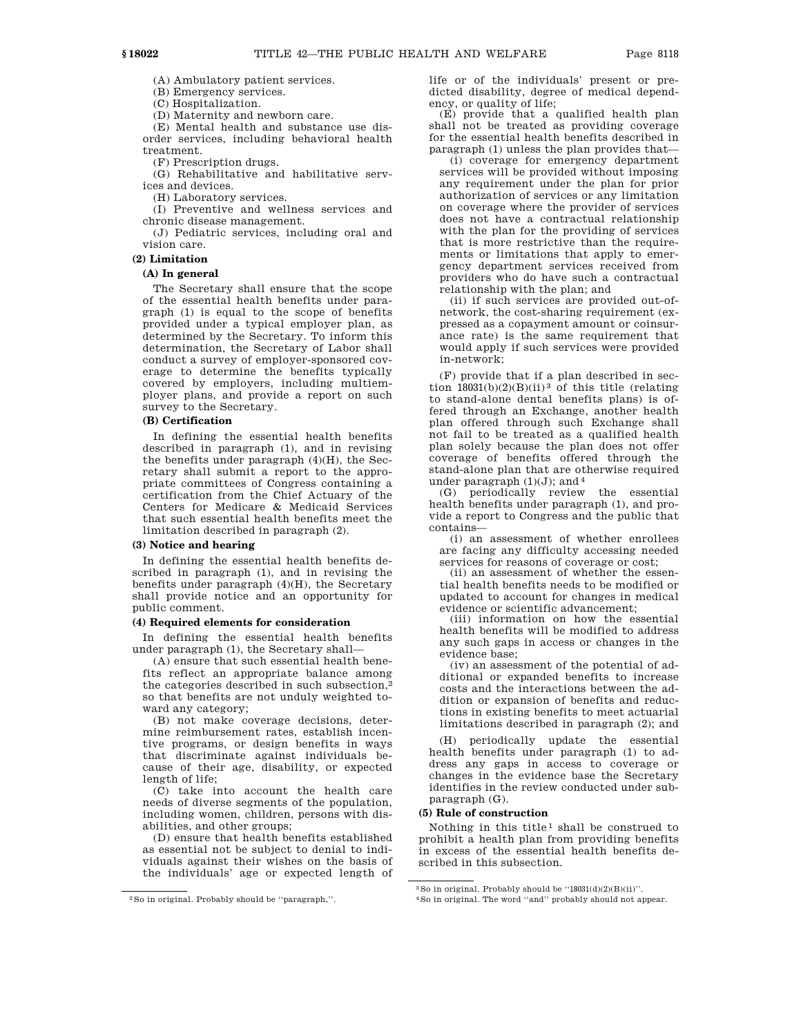(A) Ambulatory patient services.

(B) Emergency services.

(C) Hospitalization.

(D) Maternity and newborn care.

(E) Mental health and substance use disorder services, including behavioral health treatment.

(F) Prescription drugs.

(G) Rehabilitative and habilitative services and devices.

(H) Laboratory services.

(I) Preventive and wellness services and chronic disease management.

(J) Pediatric services, including oral and vision care.

**(2) Limitation**

**(A) In general**

The Secretary shall ensure that the scope of the essential health benefits under paragraph (1) is equal to the scope of benefits provided under a typical employer plan, as determined by the Secretary. To inform this determination, the Secretary of Labor shall conduct a survey of employer-sponsored coverage to determine the benefits typically covered by employers, including multiemployer plans, and provide a report on such survey to the Secretary.

**(B) Certification**

In defining the essential health benefits described in paragraph (1), and in revising the benefits under paragraph (4)(H), the Secretary shall submit a report to the appropriate committees of Congress containing a certification from the Chief Actuary of the Centers for Medicare & Medicaid Services that such essential health benefits meet the limitation described in paragraph (2).

**(3) Notice and hearing**

In defining the essential health benefits described in paragraph (1), and in revising the benefits under paragraph (4)(H), the Secretary shall provide notice and an opportunity for public comment.

**(4) Required elements for consideration**

In defining the essential health benefits under paragraph (1), the Secretary shall—

(A) ensure that such essential health benefits reflect an appropriate balance among the categories described in such subsection,[2] so that benefits are not unduly weighted toward any category;

(B) not make coverage decisions, determine reimbursement rates, establish incentive programs, or design benefits in ways that discriminate against individuals because of their age, disability, or expected length of life;

(C) take into account the health care needs of diverse segments of the population, including women, children, persons with disabilities, and other groups;

(D) ensure that health benefits established as essential not be subject to denial to individuals against their wishes on the basis of the individuals' age or expected length of life or of the individuals' present or predicted disability, degree of medical dependency, or quality of life;

(E) provide that a qualified health plan shall not be treated as providing coverage for the essential health benefits described in paragraph (1) unless the plan provides that—

(i) coverage for emergency department services will be provided without imposing any requirement under the plan for prior authorization of services or any limitation on coverage where the provider of services does not have a contractual relationship with the plan for the providing of services that is more restrictive than the requirements or limitations that apply to emergency department services received from providers who do have such a contractual relationship with the plan; and

(ii) if such services are provided out-of-network, the cost-sharing requirement (expressed as a copayment amount or coinsurance rate) is the same requirement that would apply if such services were provided in-network;

(F) provide that if a plan described in section 18031(b)(2)(B)(ii)[3] of this title (relating to stand-alone dental benefits plans) is offered through an Exchange, another health plan offered through such Exchange shall not fail to be treated as a qualified health plan solely because the plan does not offer coverage of benefits offered through the stand-alone plan that are otherwise required under paragraph (1)(J); and[4]

(G) periodically review the essential health benefits under paragraph (1), and provide a report to Congress and the public that contains—

(i) an assessment of whether enrollees are facing any difficulty accessing needed services for reasons of coverage or cost;

(ii) an assessment of whether the essential health benefits needs to be modified or updated to account for changes in medical evidence or scientific advancement;

(iii) information on how the essential health benefits will be modified to address any such gaps in access or changes in the evidence base;

(iv) an assessment of the potential of additional or expanded benefits to increase costs and the interactions between the addition or expansion of benefits and reductions in existing benefits to meet actuarial limitations described in paragraph (2); and

(H) periodically update the essential health benefits under paragraph (1) to address any gaps in access to coverage or changes in the evidence base the Secretary identifies in the review conducted under subparagraph (G).

**(5) Rule of construction**

Nothing in this title[1] shall be construed to prohibit a health plan from providing benefits in excess of the essential health benefits described in this subsection.

---

[2] So in original. Probably should be "paragraph,".

[3] So in original. Probably should be "18031(d)(2)(B)(ii)".

[4] So in original. The word "and" probably should not appear.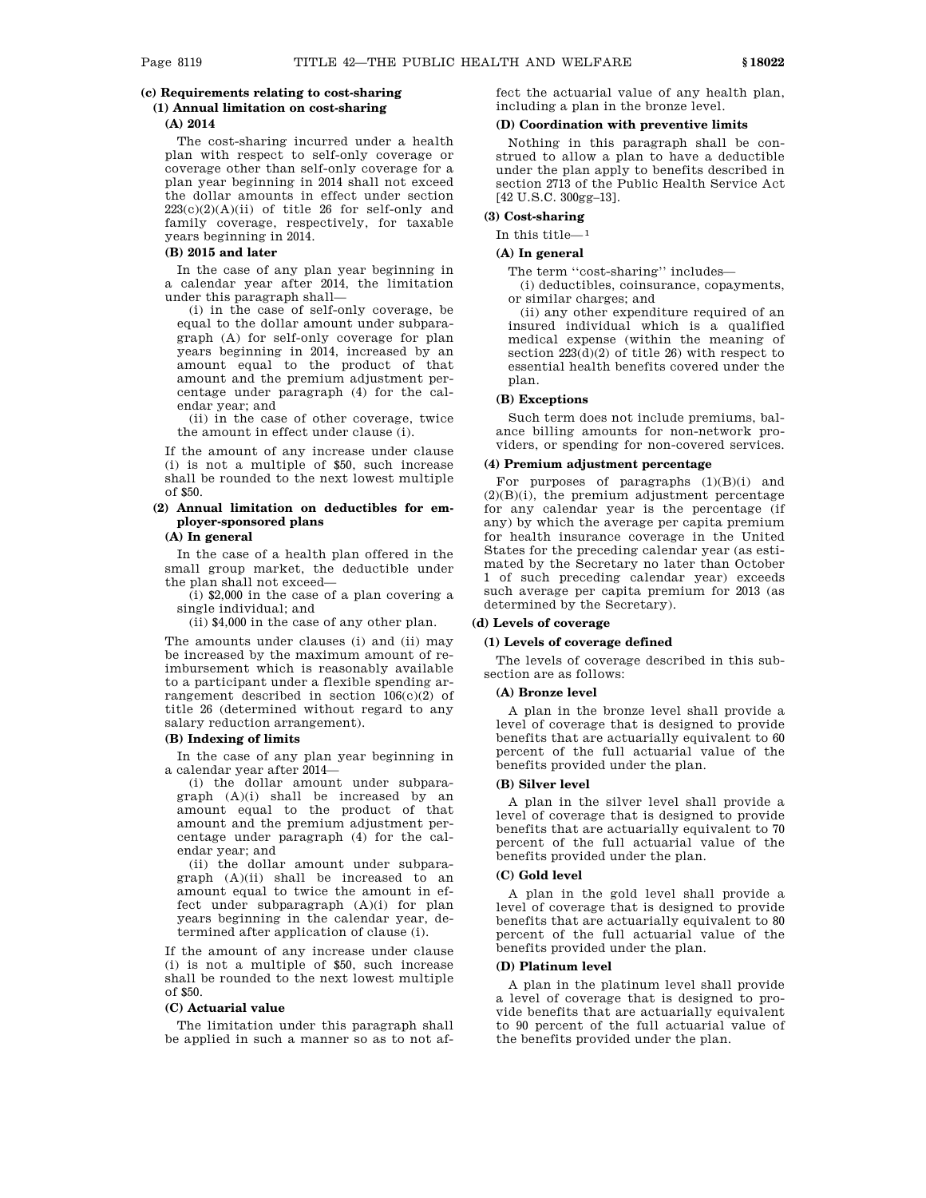### (c) Requirements relating to cost-sharing

#### (1) Annual limitation on cost-sharing

##### (A) 2014

The cost-sharing incurred under a health plan with respect to self-only coverage or coverage other than self-only coverage for a plan year beginning in 2014 shall not exceed the dollar amounts in effect under section 223(c)(2)(A)(ii) of title 26 for self-only and family coverage, respectively, for taxable years beginning in 2014.

##### (B) 2015 and later

In the case of any plan year beginning in a calendar year after 2014, the limitation under this paragraph shall—

(i) in the case of self-only coverage, be equal to the dollar amount under subparagraph (A) for self-only coverage for plan years beginning in 2014, increased by an amount equal to the product of that amount and the premium adjustment percentage under paragraph (4) for the calendar year; and

(ii) in the case of other coverage, twice the amount in effect under clause (i).

If the amount of any increase under clause (i) is not a multiple of $50, such increase shall be rounded to the next lowest multiple of $50.

#### (2) Annual limitation on deductibles for employer-sponsored plans

##### (A) In general

In the case of a health plan offered in the small group market, the deductible under the plan shall not exceed—

(i) $2,000 in the case of a plan covering a single individual; and

(ii) $4,000 in the case of any other plan.

The amounts under clauses (i) and (ii) may be increased by the maximum amount of reimbursement which is reasonably available to a participant under a flexible spending arrangement described in section 106(c)(2) of title 26 (determined without regard to any salary reduction arrangement).

##### (B) Indexing of limits

In the case of any plan year beginning in a calendar year after 2014—

(i) the dollar amount under subparagraph (A)(i) shall be increased by an amount equal to the product of that amount and the premium adjustment percentage under paragraph (4) for the calendar year; and

(ii) the dollar amount under subparagraph (A)(ii) shall be increased to an amount equal to twice the amount in effect under subparagraph (A)(i) for plan years beginning in the calendar year, determined after application of clause (i).

If the amount of any increase under clause (i) is not a multiple of $50, such increase shall be rounded to the next lowest multiple of $50.

##### (C) Actuarial value

The limitation under this paragraph shall be applied in such a manner so as to not affect the actuarial value of any health plan, including a plan in the bronze level.

##### (D) Coordination with preventive limits

Nothing in this paragraph shall be construed to allow a plan to have a deductible under the plan apply to benefits described in section 2713 of the Public Health Service Act [42 U.S.C. 300gg–13].

#### (3) Cost-sharing

In this title—[1]

##### (A) In general

The term ''cost-sharing'' includes—

(i) deductibles, coinsurance, copayments, or similar charges; and

(ii) any other expenditure required of an insured individual which is a qualified medical expense (within the meaning of section 223(d)(2) of title 26) with respect to essential health benefits covered under the plan.

##### (B) Exceptions

Such term does not include premiums, balance billing amounts for non-network providers, or spending for non-covered services.

#### (4) Premium adjustment percentage

For purposes of paragraphs (1)(B)(i) and (2)(B)(i), the premium adjustment percentage for any calendar year is the percentage (if any) by which the average per capita premium for health insurance coverage in the United States for the preceding calendar year (as estimated by the Secretary no later than October 1 of such preceding calendar year) exceeds such average per capita premium for 2013 (as determined by the Secretary).

### (d) Levels of coverage

#### (1) Levels of coverage defined

The levels of coverage described in this subsection are as follows:

##### (A) Bronze level

A plan in the bronze level shall provide a level of coverage that is designed to provide benefits that are actuarially equivalent to 60 percent of the full actuarial value of the benefits provided under the plan.

##### (B) Silver level

A plan in the silver level shall provide a level of coverage that is designed to provide benefits that are actuarially equivalent to 70 percent of the full actuarial value of the benefits provided under the plan.

##### (C) Gold level

A plan in the gold level shall provide a level of coverage that is designed to provide benefits that are actuarially equivalent to 80 percent of the full actuarial value of the benefits provided under the plan.

##### (D) Platinum level

A plan in the platinum level shall provide a level of coverage that is designed to provide benefits that are actuarially equivalent to 90 percent of the full actuarial value of the benefits provided under the plan.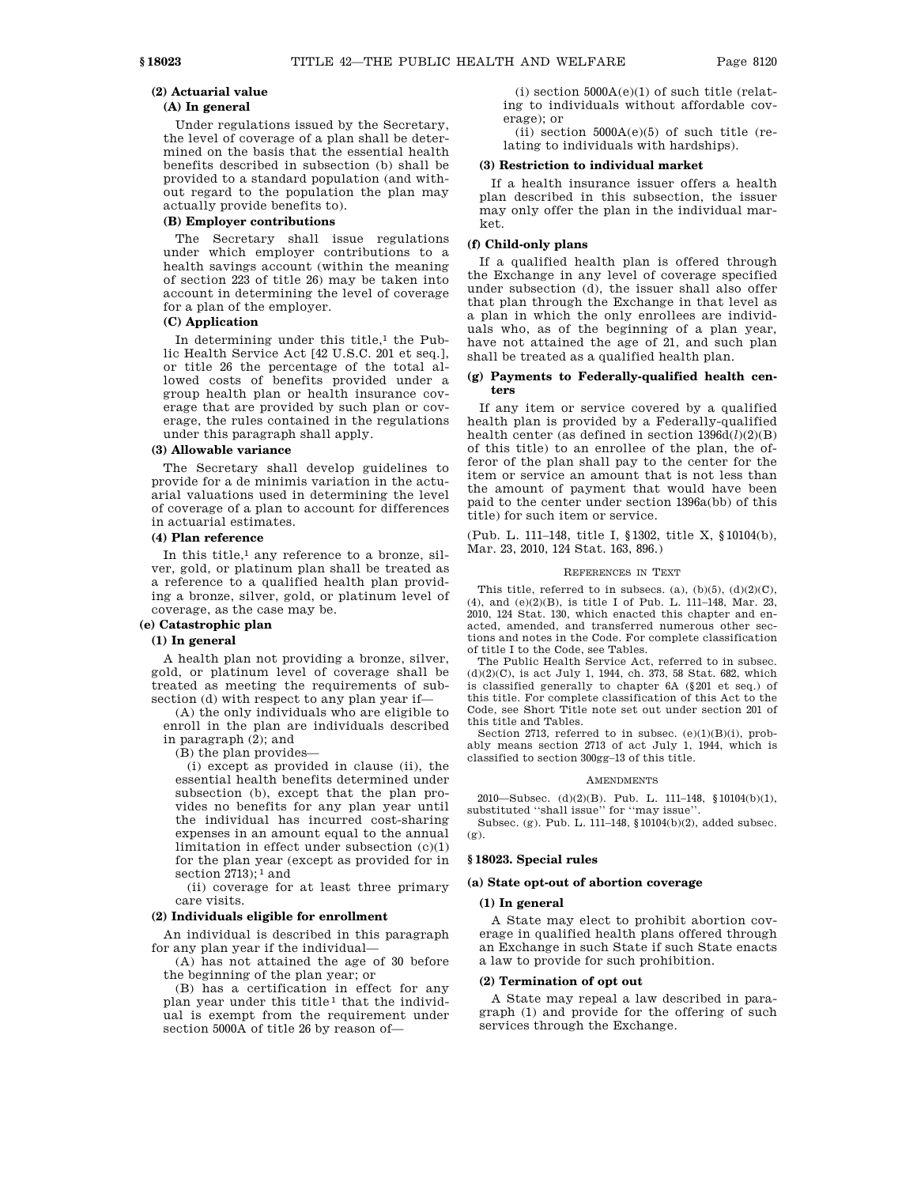**(2) Actuarial value**

**(A) In general**

Under regulations issued by the Secretary, the level of coverage of a plan shall be determined on the basis that the essential health benefits described in subsection (b) shall be provided to a standard population (and without regard to the population the plan may actually provide benefits to).

**(B) Employer contributions**

The Secretary shall issue regulations under which employer contributions to a health savings account (within the meaning of section 223 of title 26) may be taken into account in determining the level of coverage for a plan of the employer.

**(C) Application**

In determining under this title,[1] the Public Health Service Act [42 U.S.C. 201 et seq.], or title 26 the percentage of the total allowed costs of benefits provided under a group health plan or health insurance coverage that are provided by such plan or coverage, the rules contained in the regulations under this paragraph shall apply.

**(3) Allowable variance**

The Secretary shall develop guidelines to provide for a de minimis variation in the actuarial valuations used in determining the level of coverage of a plan to account for differences in actuarial estimates.

**(4) Plan reference**

In this title,[1] any reference to a bronze, silver, gold, or platinum plan shall be treated as a reference to a qualified health plan providing a bronze, silver, gold, or platinum level of coverage, as the case may be.

**(e) Catastrophic plan**

**(1) In general**

A health plan not providing a bronze, silver, gold, or platinum level of coverage shall be treated as meeting the requirements of subsection (d) with respect to any plan year if—

(A) the only individuals who are eligible to enroll in the plan are individuals described in paragraph (2); and

(B) the plan provides—

(i) except as provided in clause (ii), the essential health benefits determined under subsection (b), except that the plan provides no benefits for any plan year until the individual has incurred cost-sharing expenses in an amount equal to the annual limitation in effect under subsection (c)(1) for the plan year (except as provided for in section 2713);[1] and

(ii) coverage for at least three primary care visits.

**(2) Individuals eligible for enrollment**

An individual is described in this paragraph for any plan year if the individual—

(A) has not attained the age of 30 before the beginning of the plan year; or

(B) has a certification in effect for any plan year under this title[1] that the individual is exempt from the requirement under section 5000A of title 26 by reason of—

(i) section 5000A(e)(1) of such title (relating to individuals without affordable coverage); or

(ii) section 5000A(e)(5) of such title (relating to individuals with hardships).

**(3) Restriction to individual market**

If a health insurance issuer offers a health plan described in this subsection, the issuer may only offer the plan in the individual market.

**(f) Child-only plans**

If a qualified health plan is offered through the Exchange in any level of coverage specified under subsection (d), the issuer shall also offer that plan through the Exchange in that level as a plan in which the only enrollees are individuals who, as of the beginning of a plan year, have not attained the age of 21, and such plan shall be treated as a qualified health plan.

**(g) Payments to Federally-qualified health centers**

If any item or service covered by a qualified health plan is provided by a Federally-qualified health center (as defined in section 1396d(*l*)(2)(B) of this title) to an enrollee of the plan, the offeror of the plan shall pay to the center for the item or service an amount that is not less than the amount of payment that would have been paid to the center under section 1396a(bb) of this title) for such item or service.

(Pub. L. 111–148, title I, §1302, title X, §10104(b), Mar. 23, 2010, 124 Stat. 163, 896.)

REFERENCES IN TEXT

This title, referred to in subsecs. (a), (b)(5), (d)(2)(C), (4), and (e)(2)(B), is title I of Pub. L. 111–148, Mar. 23, 2010, 124 Stat. 130, which enacted this chapter and enacted, amended, and transferred numerous other sections and notes in the Code. For complete classification of title I to the Code, see Tables.

The Public Health Service Act, referred to in subsec. (d)(2)(C), is act July 1, 1944, ch. 373, 58 Stat. 682, which is classified generally to chapter 6A (§201 et seq.) of this title. For complete classification of this Act to the Code, see Short Title note set out under section 201 of this title and Tables.

Section 2713, referred to in subsec. (e)(1)(B)(i), probably means section 2713 of act July 1, 1944, which is classified to section 300gg–13 of this title.

AMENDMENTS

2010—Subsec. (d)(2)(B). Pub. L. 111–148, §10104(b)(1), substituted ''shall issue'' for ''may issue''.

Subsec. (g). Pub. L. 111–148, §10104(b)(2), added subsec. (g).

## §18023. Special rules

**(a) State opt-out of abortion coverage**

**(1) In general**

A State may elect to prohibit abortion coverage in qualified health plans offered through an Exchange in such State if such State enacts a law to provide for such prohibition.

**(2) Termination of opt out**

A State may repeal a law described in paragraph (1) and provide for the offering of such services through the Exchange.